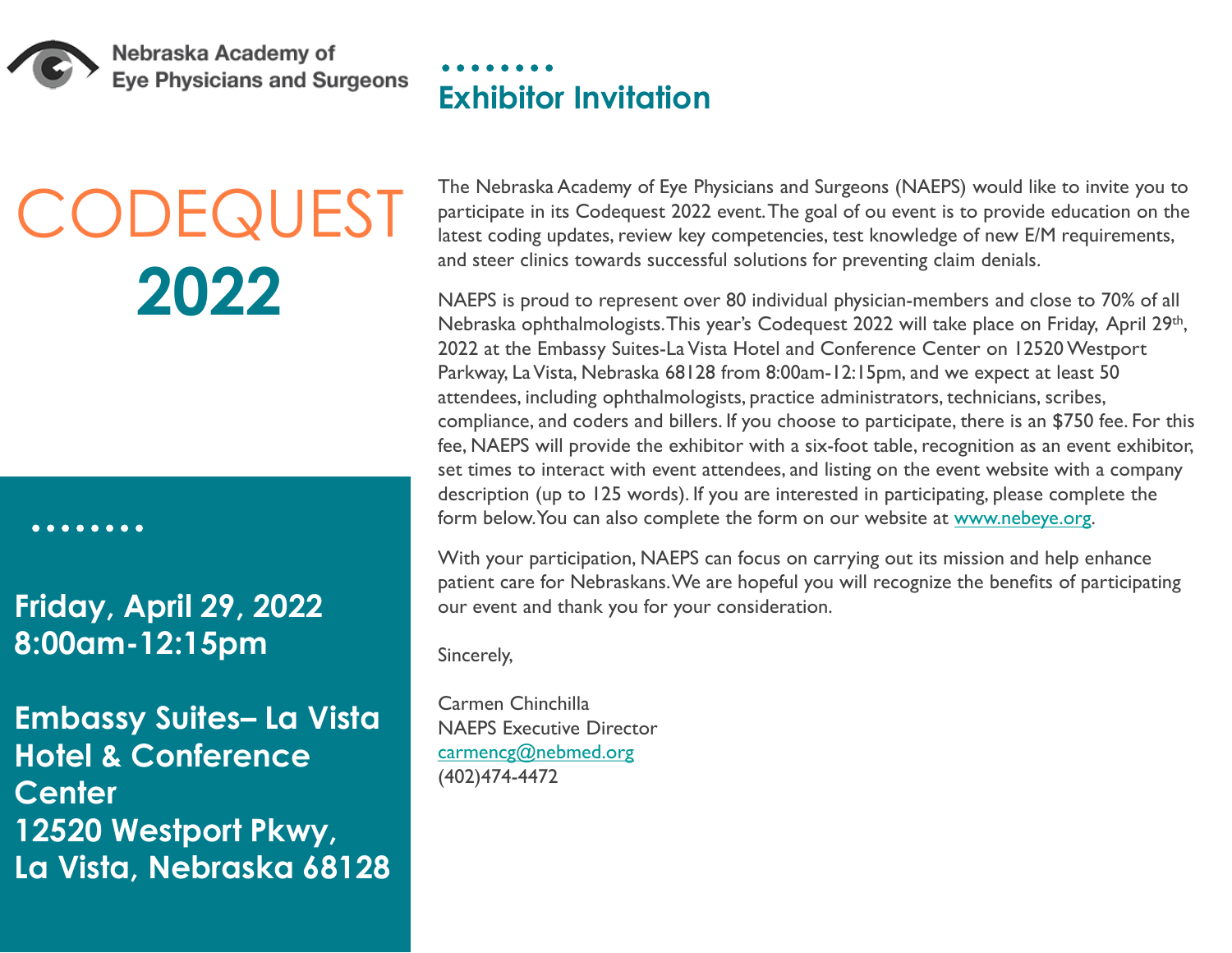Nebraska Academy of Eye Physicians and Surgeons

# CODEQUEST 2022

**Friday, April 29, 2022**
**8:00am-12:15pm**

**Embassy Suites– La Vista Hotel & Conference Center**
**12520 Westport Pkwy,**
**La Vista, Nebraska 68128**

## Exhibitor Invitation

The Nebraska Academy of Eye Physicians and Surgeons (NAEPS) would like to invite you to participate in its Codequest 2022 event. The goal of ou event is to provide education on the latest coding updates, review key competencies, test knowledge of new E/M requirements, and steer clinics towards successful solutions for preventing claim denials.

NAEPS is proud to represent over 80 individual physician-members and close to 70% of all Nebraska ophthalmologists. This year's Codequest 2022 will take place on Friday, April 29th, 2022 at the Embassy Suites-La Vista Hotel and Conference Center on 12520 Westport Parkway, La Vista, Nebraska 68128 from 8:00am-12:15pm, and we expect at least 50 attendees, including ophthalmologists, practice administrators, technicians, scribes, compliance, and coders and billers. If you choose to participate, there is an $750 fee. For this fee, NAEPS will provide the exhibitor with a six-foot table, recognition as an event exhibitor, set times to interact with event attendees, and listing on the event website with a company description (up to 125 words). If you are interested in participating, please complete the form below. You can also complete the form on our website at www.nebeye.org.

With your participation, NAEPS can focus on carrying out its mission and help enhance patient care for Nebraskans. We are hopeful you will recognize the benefits of participating our event and thank you for your consideration.

Sincerely,

Carmen Chinchilla
NAEPS Executive Director
carmencg@nebmed.org
(402)474-4472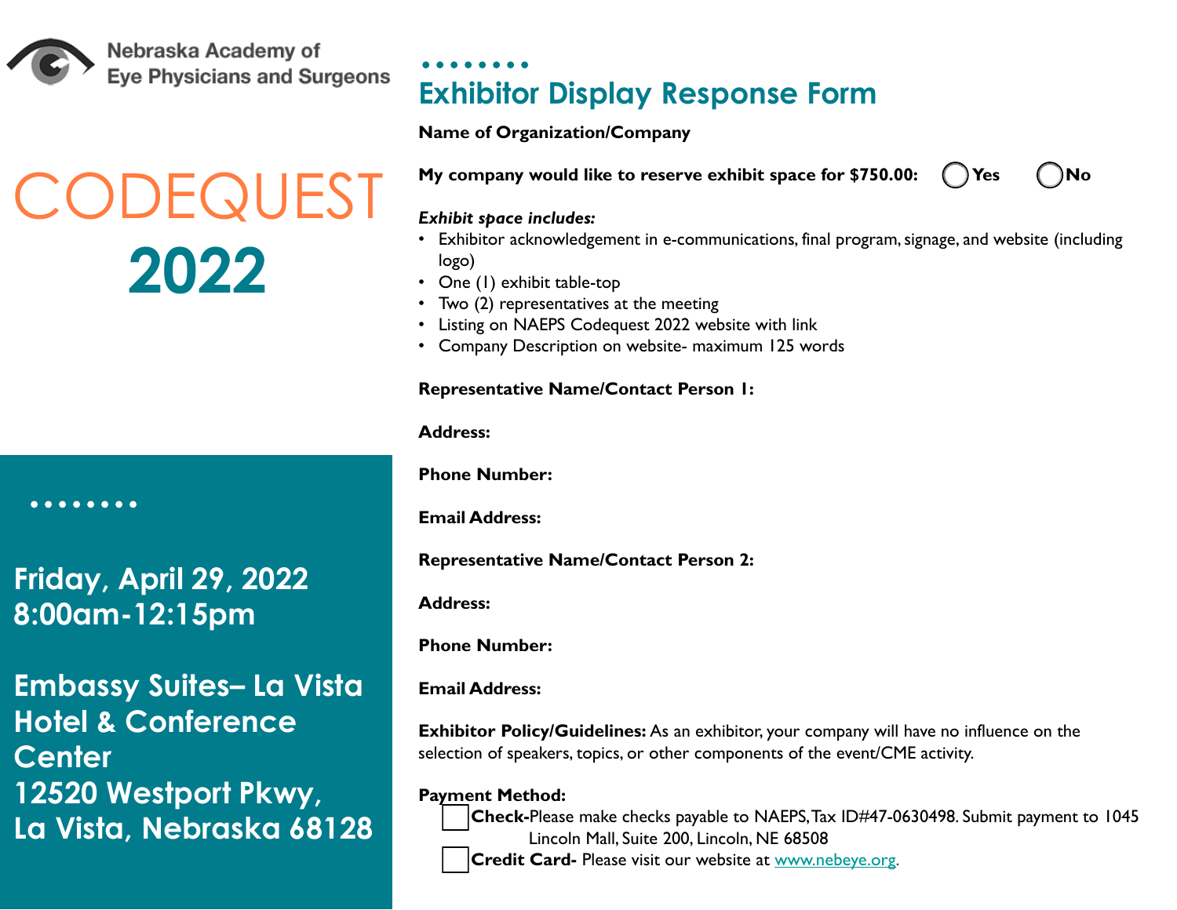Nebraska Academy of Eye Physicians and Surgeons

# CODEQUEST 2022

**Friday, April 29, 2022**
**8:00am-12:15pm**

**Embassy Suites– La Vista Hotel & Conference Center**
**12520 Westport Pkwy, La Vista, Nebraska 68128**

## Exhibitor Display Response Form

**Name of Organization/Company**

**My company would like to reserve exhibit space for $750.00:** ◯ **Yes** ◯ **No**

***Exhibit space includes:***

- Exhibitor acknowledgement in e-communications, final program, signage, and website (including logo)
- One (1) exhibit table-top
- Two (2) representatives at the meeting
- Listing on NAEPS Codequest 2022 website with link
- Company Description on website- maximum 125 words

**Representative Name/Contact Person 1:**

**Address:**

**Phone Number:**

**Email Address:**

**Representative Name/Contact Person 2:**

**Address:**

**Phone Number:**

**Email Address:**

**Exhibitor Policy/Guidelines:** As an exhibitor, your company will have no influence on the selection of speakers, topics, or other components of the event/CME activity.

**Payment Method:**

☐ **Check-**Please make checks payable to NAEPS, Tax ID#47-0630498. Submit payment to 1045 Lincoln Mall, Suite 200, Lincoln, NE 68508

☐ **Credit Card-** Please visit our website at www.nebeye.org.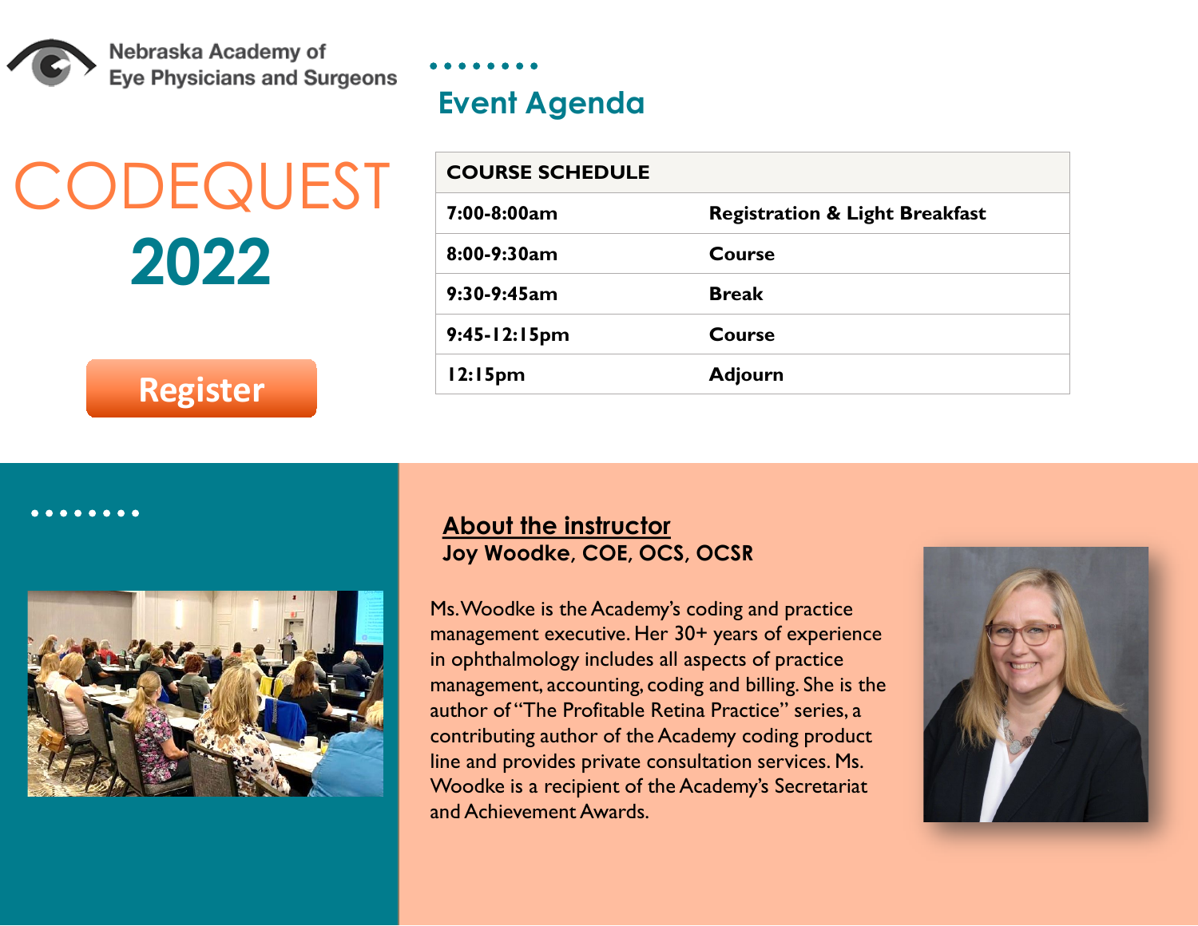Nebraska Academy of Eye Physicians and Surgeons

# CODEQUEST 2022

Register

## Event Agenda

| COURSE SCHEDULE | |
|---|---|
| 7:00-8:00am | Registration & Light Breakfast |
| 8:00-9:30am | Course |
| 9:30-9:45am | Break |
| 9:45-12:15pm | Course |
| 12:15pm | Adjourn |

## About the instructor

**Joy Woodke, COE, OCS, OCSR**

Ms. Woodke is the Academy's coding and practice management executive. Her 30+ years of experience in ophthalmology includes all aspects of practice management, accounting, coding and billing. She is the author of "The Profitable Retina Practice" series, a contributing author of the Academy coding product line and provides private consultation services. Ms. Woodke is a recipient of the Academy's Secretariat and Achievement Awards.